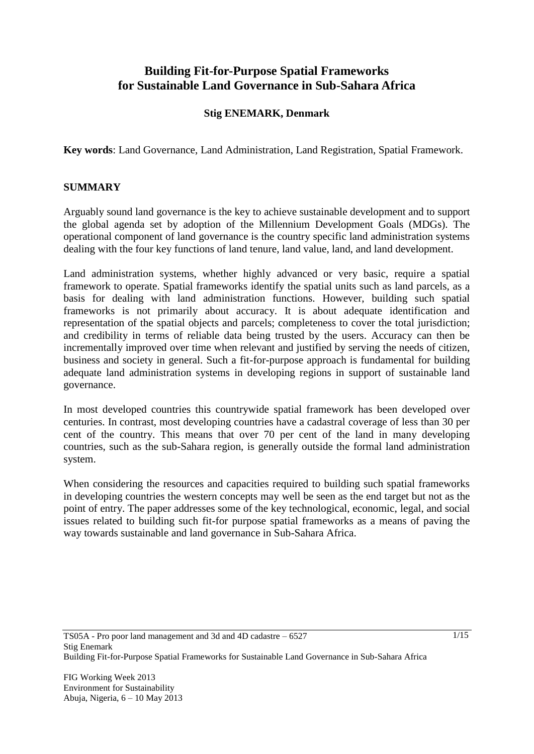# Building Fit-for-Purpose Spatial Frameworks for Sustainable Land Governance in Sub-Sahara Africa

**Stig ENEMARK, Denmark**

**Key words**: Land Governance, Land Administration, Land Registration, Spatial Framework.

## SUMMARY

Arguably sound land governance is the key to achieve sustainable development and to support the global agenda set by adoption of the Millennium Development Goals (MDGs). The operational component of land governance is the country specific land administration systems dealing with the four key functions of land tenure, land value, land, and land development.

Land administration systems, whether highly advanced or very basic, require a spatial framework to operate. Spatial frameworks identify the spatial units such as land parcels, as a basis for dealing with land administration functions. However, building such spatial frameworks is not primarily about accuracy. It is about adequate identification and representation of the spatial objects and parcels; completeness to cover the total jurisdiction; and credibility in terms of reliable data being trusted by the users. Accuracy can then be incrementally improved over time when relevant and justified by serving the needs of citizen, business and society in general. Such a fit-for-purpose approach is fundamental for building adequate land administration systems in developing regions in support of sustainable land governance.

In most developed countries this countrywide spatial framework has been developed over centuries. In contrast, most developing countries have a cadastral coverage of less than 30 per cent of the country. This means that over 70 per cent of the land in many developing countries, such as the sub-Sahara region, is generally outside the formal land administration system.

When considering the resources and capacities required to building such spatial frameworks in developing countries the western concepts may well be seen as the end target but not as the point of entry. The paper addresses some of the key technological, economic, legal, and social issues related to building such fit-for purpose spatial frameworks as a means of paving the way towards sustainable and land governance in Sub-Sahara Africa.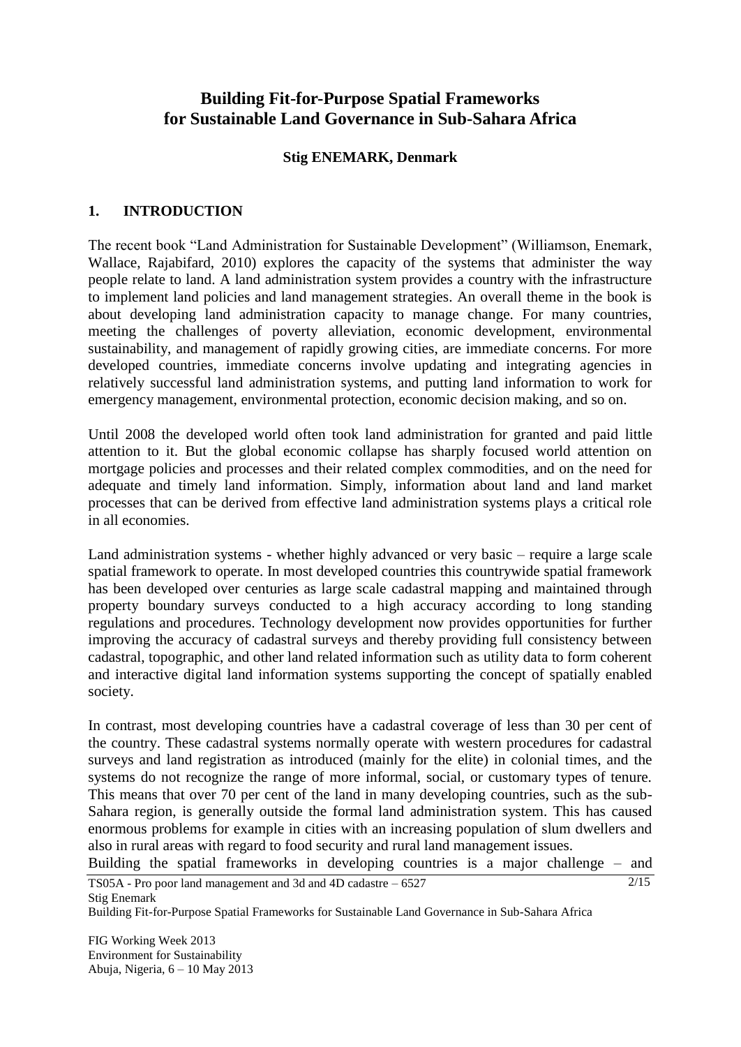# Building Fit-for-Purpose Spatial Frameworks for Sustainable Land Governance in Sub-Sahara Africa

**Stig ENEMARK, Denmark**

## 1. INTRODUCTION

The recent book "Land Administration for Sustainable Development" (Williamson, Enemark, Wallace, Rajabifard, 2010) explores the capacity of the systems that administer the way people relate to land. A land administration system provides a country with the infrastructure to implement land policies and land management strategies. An overall theme in the book is about developing land administration capacity to manage change. For many countries, meeting the challenges of poverty alleviation, economic development, environmental sustainability, and management of rapidly growing cities, are immediate concerns. For more developed countries, immediate concerns involve updating and integrating agencies in relatively successful land administration systems, and putting land information to work for emergency management, environmental protection, economic decision making, and so on.

Until 2008 the developed world often took land administration for granted and paid little attention to it. But the global economic collapse has sharply focused world attention on mortgage policies and processes and their related complex commodities, and on the need for adequate and timely land information. Simply, information about land and land market processes that can be derived from effective land administration systems plays a critical role in all economies.

Land administration systems - whether highly advanced or very basic – require a large scale spatial framework to operate. In most developed countries this countrywide spatial framework has been developed over centuries as large scale cadastral mapping and maintained through property boundary surveys conducted to a high accuracy according to long standing regulations and procedures. Technology development now provides opportunities for further improving the accuracy of cadastral surveys and thereby providing full consistency between cadastral, topographic, and other land related information such as utility data to form coherent and interactive digital land information systems supporting the concept of spatially enabled society.

In contrast, most developing countries have a cadastral coverage of less than 30 per cent of the country. These cadastral systems normally operate with western procedures for cadastral surveys and land registration as introduced (mainly for the elite) in colonial times, and the systems do not recognize the range of more informal, social, or customary types of tenure. This means that over 70 per cent of the land in many developing countries, such as the sub-Sahara region, is generally outside the formal land administration system. This has caused enormous problems for example in cities with an increasing population of slum dwellers and also in rural areas with regard to food security and rural land management issues.

Building the spatial frameworks in developing countries is a major challenge – and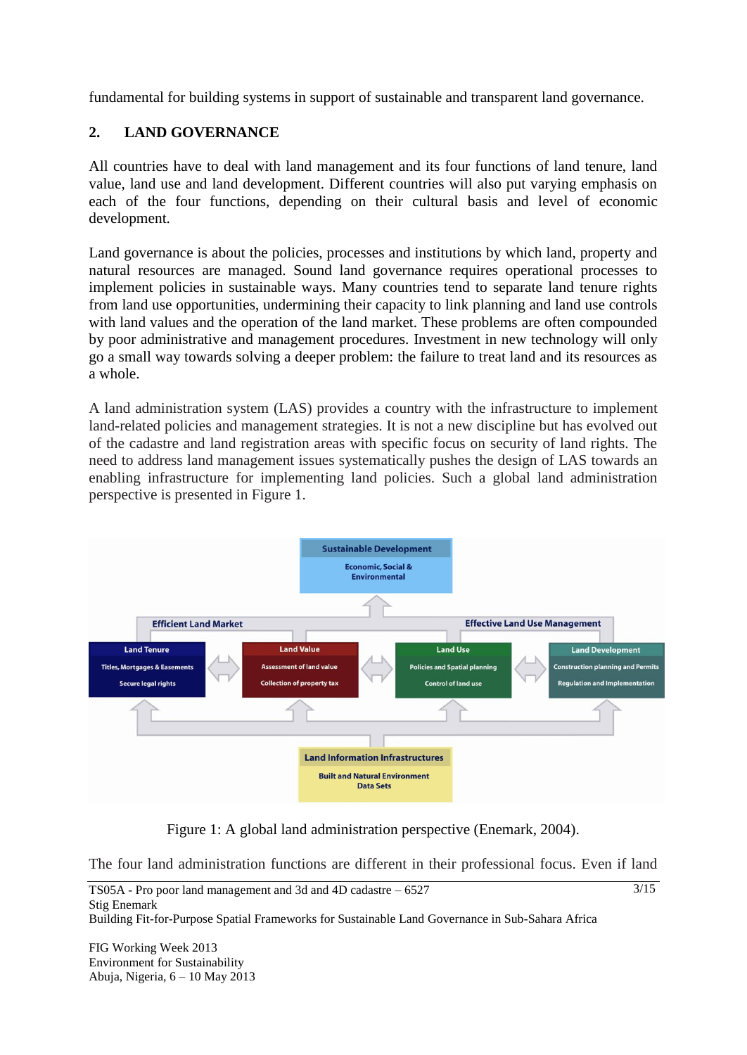fundamental for building systems in support of sustainable and transparent land governance.

## 2. LAND GOVERNANCE

All countries have to deal with land management and its four functions of land tenure, land value, land use and land development. Different countries will also put varying emphasis on each of the four functions, depending on their cultural basis and level of economic development.

Land governance is about the policies, processes and institutions by which land, property and natural resources are managed. Sound land governance requires operational processes to implement policies in sustainable ways. Many countries tend to separate land tenure rights from land use opportunities, undermining their capacity to link planning and land use controls with land values and the operation of the land market. These problems are often compounded by poor administrative and management procedures. Investment in new technology will only go a small way towards solving a deeper problem: the failure to treat land and its resources as a whole.

A land administration system (LAS) provides a country with the infrastructure to implement land-related policies and management strategies. It is not a new discipline but has evolved out of the cadastre and land registration areas with specific focus on security of land rights. The need to address land management issues systematically pushes the design of LAS towards an enabling infrastructure for implementing land policies. Such a global land administration perspective is presented in Figure 1.

Figure 1: A global land administration perspective (Enemark, 2004).

The four land administration functions are different in their professional focus. Even if land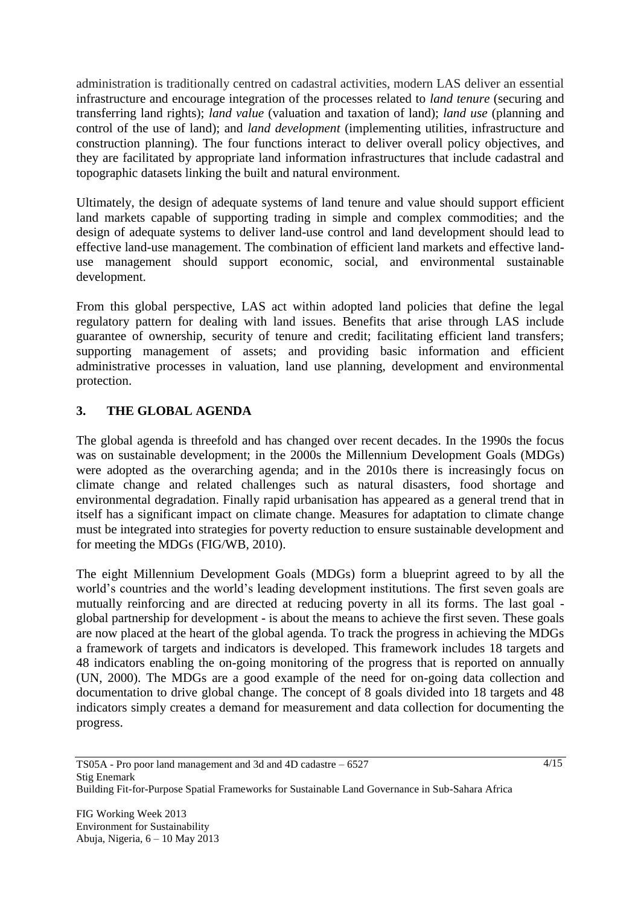administration is traditionally centred on cadastral activities, modern LAS deliver an essential infrastructure and encourage integration of the processes related to *land tenure* (securing and transferring land rights); *land value* (valuation and taxation of land); *land use* (planning and control of the use of land); and *land development* (implementing utilities, infrastructure and construction planning). The four functions interact to deliver overall policy objectives, and they are facilitated by appropriate land information infrastructures that include cadastral and topographic datasets linking the built and natural environment.

Ultimately, the design of adequate systems of land tenure and value should support efficient land markets capable of supporting trading in simple and complex commodities; and the design of adequate systems to deliver land-use control and land development should lead to effective land-use management. The combination of efficient land markets and effective land-use management should support economic, social, and environmental sustainable development.

From this global perspective, LAS act within adopted land policies that define the legal regulatory pattern for dealing with land issues. Benefits that arise through LAS include guarantee of ownership, security of tenure and credit; facilitating efficient land transfers; supporting management of assets; and providing basic information and efficient administrative processes in valuation, land use planning, development and environmental protection.

## 3. THE GLOBAL AGENDA

The global agenda is threefold and has changed over recent decades. In the 1990s the focus was on sustainable development; in the 2000s the Millennium Development Goals (MDGs) were adopted as the overarching agenda; and in the 2010s there is increasingly focus on climate change and related challenges such as natural disasters, food shortage and environmental degradation. Finally rapid urbanisation has appeared as a general trend that in itself has a significant impact on climate change. Measures for adaptation to climate change must be integrated into strategies for poverty reduction to ensure sustainable development and for meeting the MDGs (FIG/WB, 2010).

The eight Millennium Development Goals (MDGs) form a blueprint agreed to by all the world's countries and the world's leading development institutions. The first seven goals are mutually reinforcing and are directed at reducing poverty in all its forms. The last goal - global partnership for development - is about the means to achieve the first seven. These goals are now placed at the heart of the global agenda. To track the progress in achieving the MDGs a framework of targets and indicators is developed. This framework includes 18 targets and 48 indicators enabling the on-going monitoring of the progress that is reported on annually (UN, 2000). The MDGs are a good example of the need for on-going data collection and documentation to drive global change. The concept of 8 goals divided into 18 targets and 48 indicators simply creates a demand for measurement and data collection for documenting the progress.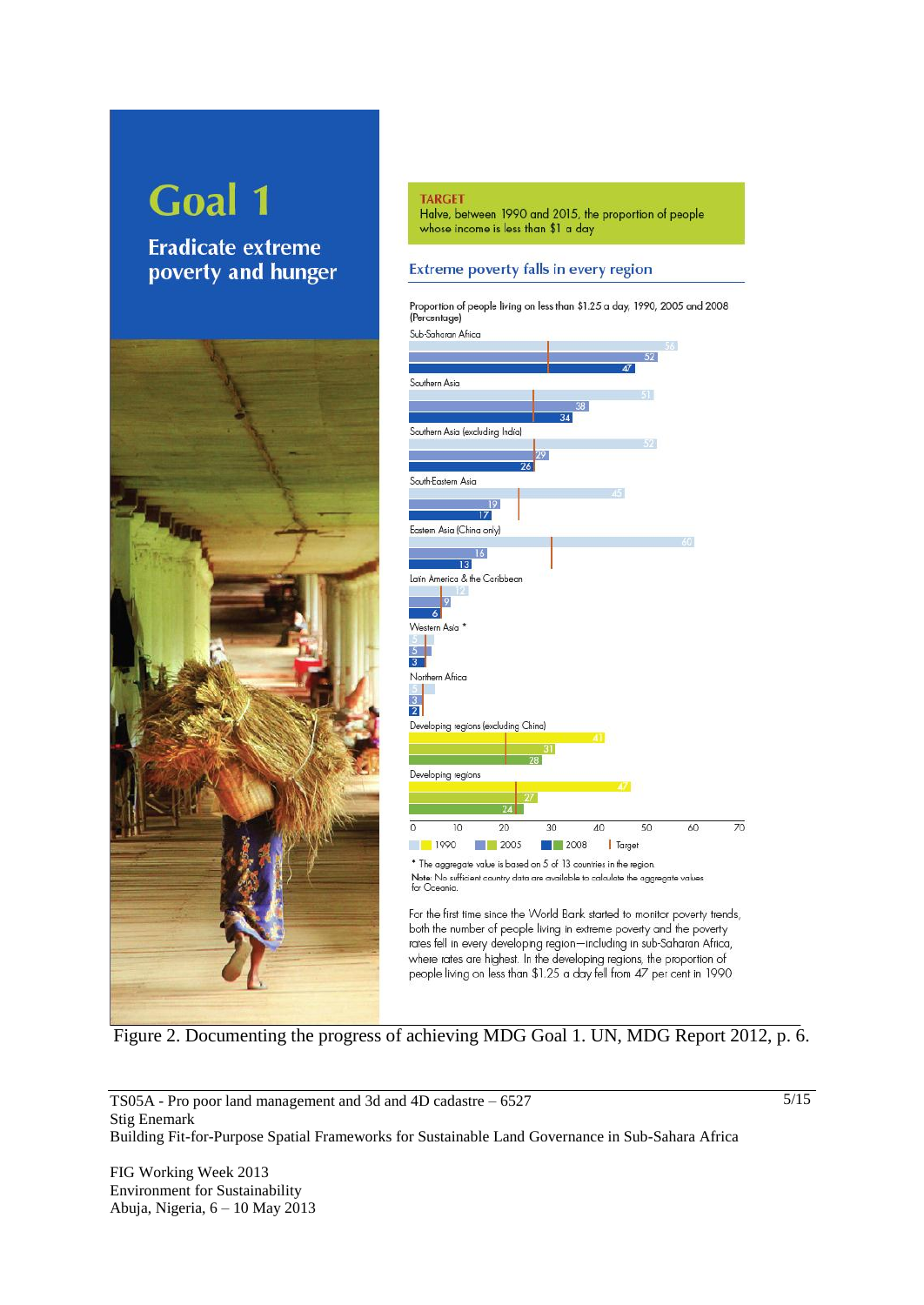# Goal 1

## Eradicate extreme poverty and hunger

**TARGET**
Halve, between 1990 and 2015, the proportion of people whose income is less than $1 a day

### Extreme poverty falls in every region

Proportion of people living on less than $1.25 a day, 1990, 2005 and 2008 (Percentage)

| Region | 1990 | 2005 | 2008 |
| --- | --- | --- | --- |
| Sub-Saharan Africa | 56 | 52 | 47 |
| Southern Asia | 51 | 38 | 34 |
| Southern Asia (excluding India) | 52 | 29 | 26 |
| South-Eastern Asia | 45 | 19 | 17 |
| Eastern Asia (China only) | 60 | 16 | 13 |
| Latin America & the Caribbean | 12 | 9 | 6 |
| Western Asia * | 5 | 5 | 3 |
| Northern Africa | 5 | 3 | 2 |
| Developing regions (excluding China) | 41 | 31 | 28 |
| Developing regions | 47 | 27 | 24 |

1990 | 2005 | 2008 | Target

* The aggregate value is based on 5 of 13 countries in the region.
Note: No sufficient country data are available to calculate the aggregate values for Oceania.

For the first time since the World Bank started to monitor poverty trends, both the number of people living in extreme poverty and the poverty rates fell in every developing region—including in sub-Saharan Africa, where rates are highest. In the developing regions, the proportion of people living on less than $1.25 a day fell from 47 per cent in 1990

Figure 2. Documenting the progress of achieving MDG Goal 1. UN, MDG Report 2012, p. 6.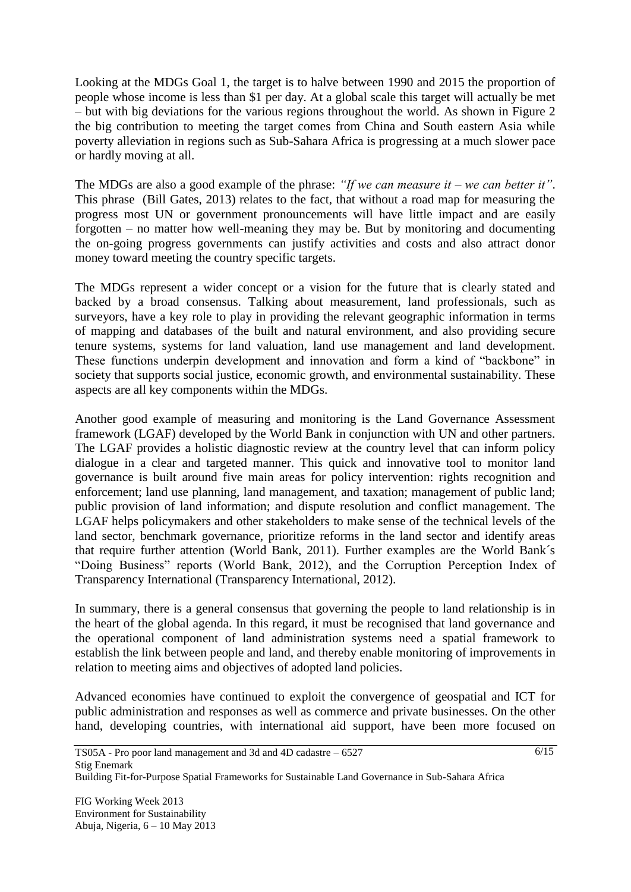Looking at the MDGs Goal 1, the target is to halve between 1990 and 2015 the proportion of people whose income is less than $1 per day. At a global scale this target will actually be met – but with big deviations for the various regions throughout the world. As shown in Figure 2 the big contribution to meeting the target comes from China and South eastern Asia while poverty alleviation in regions such as Sub-Sahara Africa is progressing at a much slower pace or hardly moving at all.

The MDGs are also a good example of the phrase: *"If we can measure it – we can better it"*. This phrase (Bill Gates, 2013) relates to the fact, that without a road map for measuring the progress most UN or government pronouncements will have little impact and are easily forgotten – no matter how well-meaning they may be. But by monitoring and documenting the on-going progress governments can justify activities and costs and also attract donor money toward meeting the country specific targets.

The MDGs represent a wider concept or a vision for the future that is clearly stated and backed by a broad consensus. Talking about measurement, land professionals, such as surveyors, have a key role to play in providing the relevant geographic information in terms of mapping and databases of the built and natural environment, and also providing secure tenure systems, systems for land valuation, land use management and land development. These functions underpin development and innovation and form a kind of "backbone" in society that supports social justice, economic growth, and environmental sustainability. These aspects are all key components within the MDGs.

Another good example of measuring and monitoring is the Land Governance Assessment framework (LGAF) developed by the World Bank in conjunction with UN and other partners. The LGAF provides a holistic diagnostic review at the country level that can inform policy dialogue in a clear and targeted manner. This quick and innovative tool to monitor land governance is built around five main areas for policy intervention: rights recognition and enforcement; land use planning, land management, and taxation; management of public land; public provision of land information; and dispute resolution and conflict management. The LGAF helps policymakers and other stakeholders to make sense of the technical levels of the land sector, benchmark governance, prioritize reforms in the land sector and identify areas that require further attention (World Bank, 2011). Further examples are the World Bank´s "Doing Business" reports (World Bank, 2012), and the Corruption Perception Index of Transparency International (Transparency International, 2012).

In summary, there is a general consensus that governing the people to land relationship is in the heart of the global agenda. In this regard, it must be recognised that land governance and the operational component of land administration systems need a spatial framework to establish the link between people and land, and thereby enable monitoring of improvements in relation to meeting aims and objectives of adopted land policies.

Advanced economies have continued to exploit the convergence of geospatial and ICT for public administration and responses as well as commerce and private businesses. On the other hand, developing countries, with international aid support, have been more focused on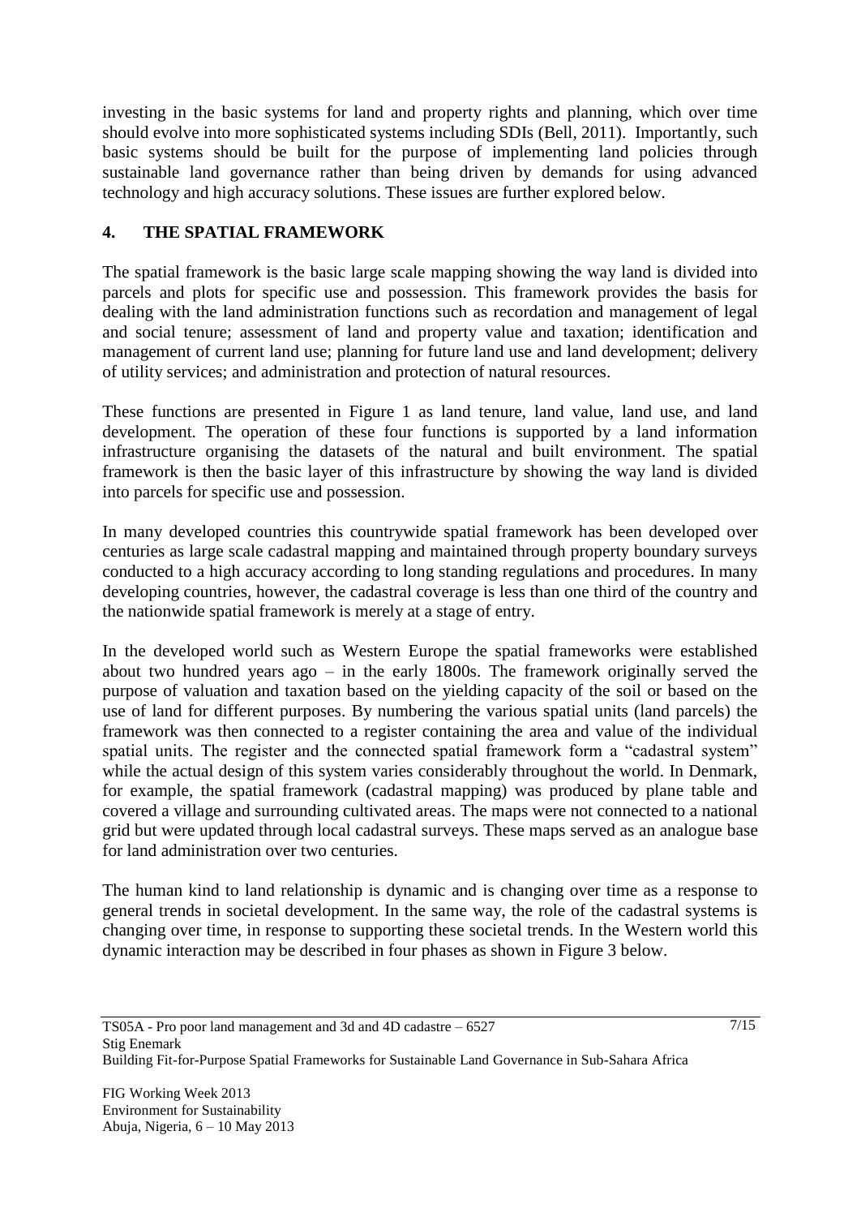investing in the basic systems for land and property rights and planning, which over time should evolve into more sophisticated systems including SDIs (Bell, 2011). Importantly, such basic systems should be built for the purpose of implementing land policies through sustainable land governance rather than being driven by demands for using advanced technology and high accuracy solutions. These issues are further explored below.

## 4. THE SPATIAL FRAMEWORK

The spatial framework is the basic large scale mapping showing the way land is divided into parcels and plots for specific use and possession. This framework provides the basis for dealing with the land administration functions such as recordation and management of legal and social tenure; assessment of land and property value and taxation; identification and management of current land use; planning for future land use and land development; delivery of utility services; and administration and protection of natural resources.

These functions are presented in Figure 1 as land tenure, land value, land use, and land development. The operation of these four functions is supported by a land information infrastructure organising the datasets of the natural and built environment. The spatial framework is then the basic layer of this infrastructure by showing the way land is divided into parcels for specific use and possession.

In many developed countries this countrywide spatial framework has been developed over centuries as large scale cadastral mapping and maintained through property boundary surveys conducted to a high accuracy according to long standing regulations and procedures. In many developing countries, however, the cadastral coverage is less than one third of the country and the nationwide spatial framework is merely at a stage of entry.

In the developed world such as Western Europe the spatial frameworks were established about two hundred years ago – in the early 1800s. The framework originally served the purpose of valuation and taxation based on the yielding capacity of the soil or based on the use of land for different purposes. By numbering the various spatial units (land parcels) the framework was then connected to a register containing the area and value of the individual spatial units. The register and the connected spatial framework form a "cadastral system" while the actual design of this system varies considerably throughout the world. In Denmark, for example, the spatial framework (cadastral mapping) was produced by plane table and covered a village and surrounding cultivated areas. The maps were not connected to a national grid but were updated through local cadastral surveys. These maps served as an analogue base for land administration over two centuries.

The human kind to land relationship is dynamic and is changing over time as a response to general trends in societal development. In the same way, the role of the cadastral systems is changing over time, in response to supporting these societal trends. In the Western world this dynamic interaction may be described in four phases as shown in Figure 3 below.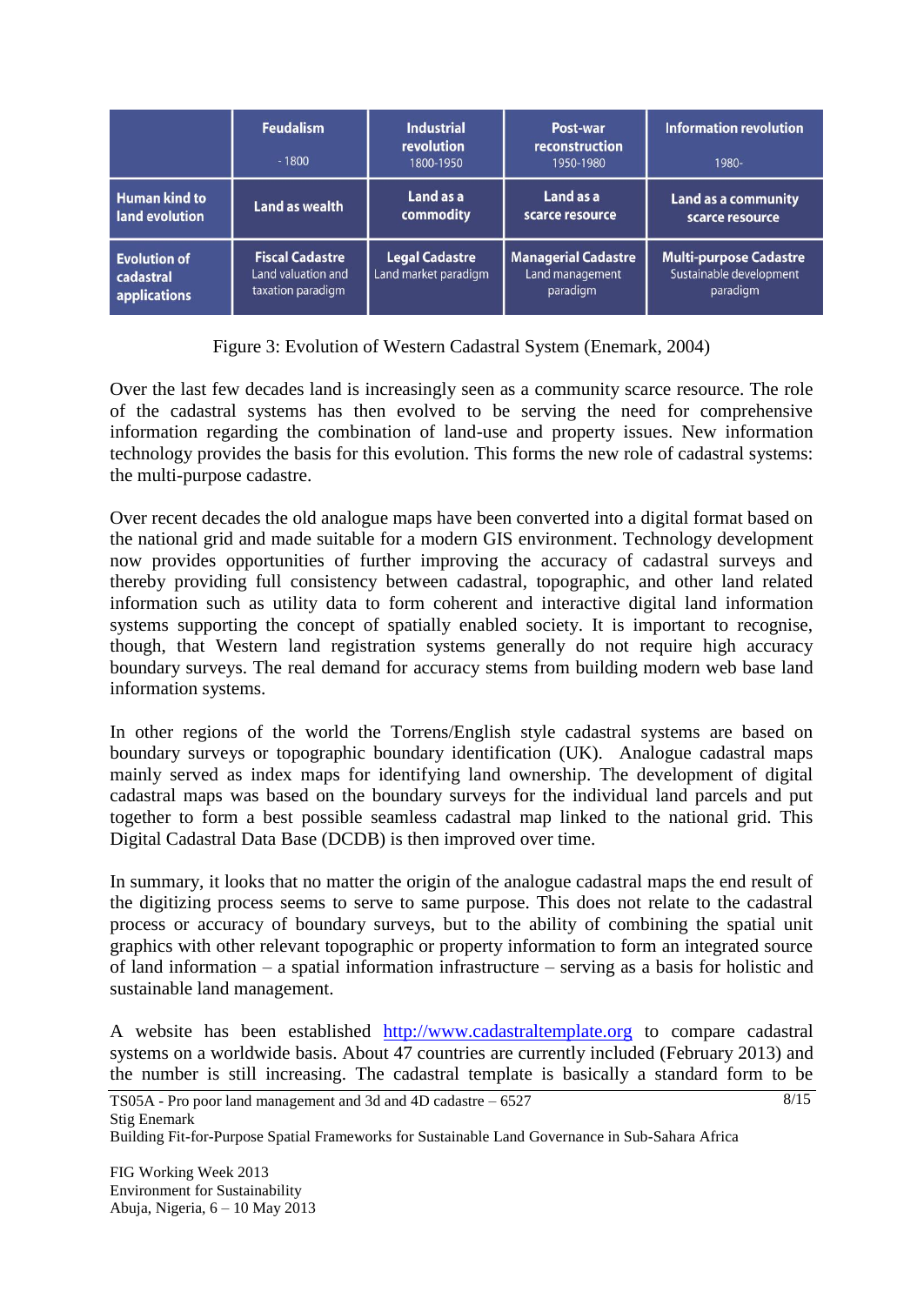| | Feudalism<br>- 1800 | Industrial revolution<br>1800-1950 | Post-war reconstruction<br>1950-1980 | Information revolution<br>1980- |
|---|---|---|---|---|
| **Human kind to land evolution** | **Land as wealth** | **Land as a commodity** | **Land as a scarce resource** | **Land as a community scarce resource** |
| **Evolution of cadastral applications** | **Fiscal Cadastre**<br>Land valuation and taxation paradigm | **Legal Cadastre**<br>Land market paradigm | **Managerial Cadastre**<br>Land management paradigm | **Multi-purpose Cadastre**<br>Sustainable development paradigm |

Figure 3: Evolution of Western Cadastral System (Enemark, 2004)

Over the last few decades land is increasingly seen as a community scarce resource. The role of the cadastral systems has then evolved to be serving the need for comprehensive information regarding the combination of land-use and property issues. New information technology provides the basis for this evolution. This forms the new role of cadastral systems: the multi-purpose cadastre.

Over recent decades the old analogue maps have been converted into a digital format based on the national grid and made suitable for a modern GIS environment. Technology development now provides opportunities of further improving the accuracy of cadastral surveys and thereby providing full consistency between cadastral, topographic, and other land related information such as utility data to form coherent and interactive digital land information systems supporting the concept of spatially enabled society. It is important to recognise, though, that Western land registration systems generally do not require high accuracy boundary surveys. The real demand for accuracy stems from building modern web base land information systems.

In other regions of the world the Torrens/English style cadastral systems are based on boundary surveys or topographic boundary identification (UK). Analogue cadastral maps mainly served as index maps for identifying land ownership. The development of digital cadastral maps was based on the boundary surveys for the individual land parcels and put together to form a best possible seamless cadastral map linked to the national grid. This Digital Cadastral Data Base (DCDB) is then improved over time.

In summary, it looks that no matter the origin of the analogue cadastral maps the end result of the digitizing process seems to serve to same purpose. This does not relate to the cadastral process or accuracy of boundary surveys, but to the ability of combining the spatial unit graphics with other relevant topographic or property information to form an integrated source of land information – a spatial information infrastructure – serving as a basis for holistic and sustainable land management.

A website has been established http://www.cadastraltemplate.org to compare cadastral systems on a worldwide basis. About 47 countries are currently included (February 2013) and the number is still increasing. The cadastral template is basically a standard form to be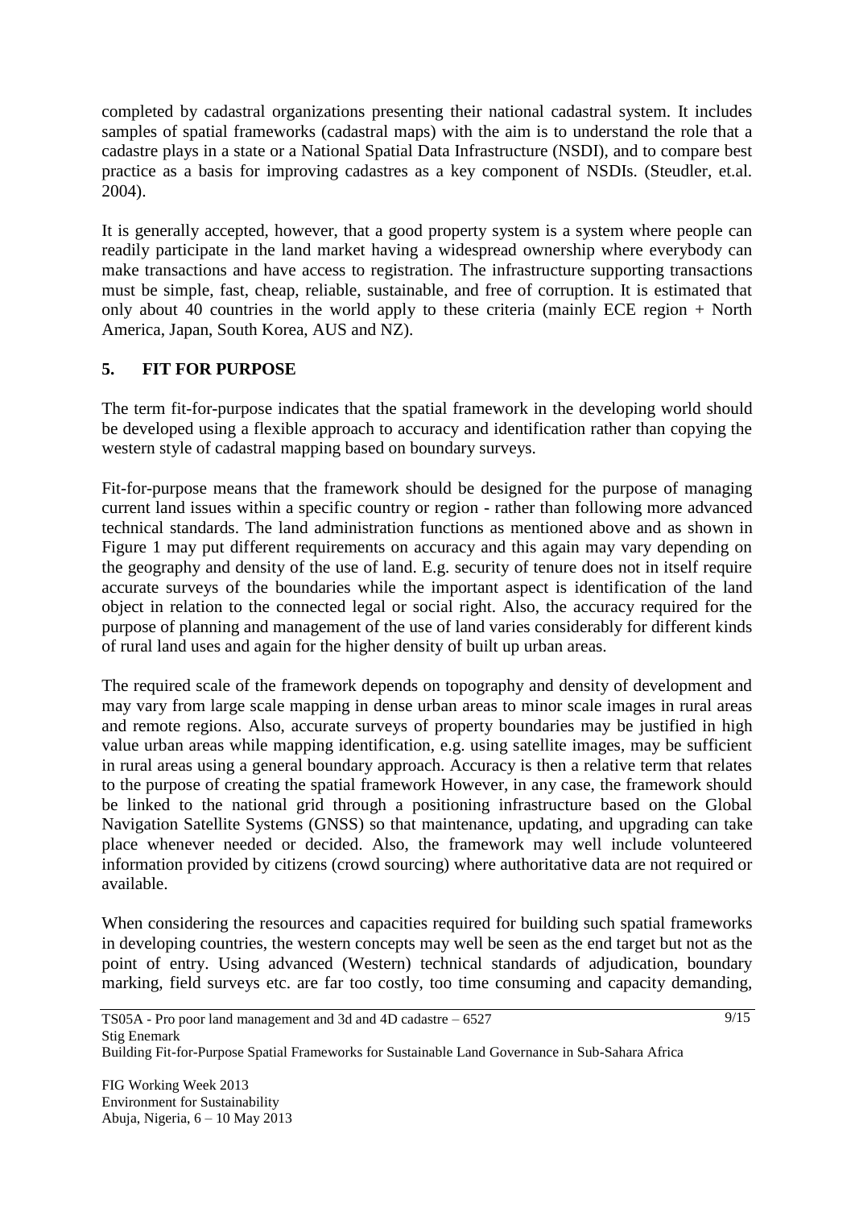completed by cadastral organizations presenting their national cadastral system. It includes samples of spatial frameworks (cadastral maps) with the aim is to understand the role that a cadastre plays in a state or a National Spatial Data Infrastructure (NSDI), and to compare best practice as a basis for improving cadastres as a key component of NSDIs. (Steudler, et.al. 2004).

It is generally accepted, however, that a good property system is a system where people can readily participate in the land market having a widespread ownership where everybody can make transactions and have access to registration. The infrastructure supporting transactions must be simple, fast, cheap, reliable, sustainable, and free of corruption. It is estimated that only about 40 countries in the world apply to these criteria (mainly ECE region + North America, Japan, South Korea, AUS and NZ).

## 5. FIT FOR PURPOSE

The term fit-for-purpose indicates that the spatial framework in the developing world should be developed using a flexible approach to accuracy and identification rather than copying the western style of cadastral mapping based on boundary surveys.

Fit-for-purpose means that the framework should be designed for the purpose of managing current land issues within a specific country or region - rather than following more advanced technical standards. The land administration functions as mentioned above and as shown in Figure 1 may put different requirements on accuracy and this again may vary depending on the geography and density of the use of land. E.g. security of tenure does not in itself require accurate surveys of the boundaries while the important aspect is identification of the land object in relation to the connected legal or social right. Also, the accuracy required for the purpose of planning and management of the use of land varies considerably for different kinds of rural land uses and again for the higher density of built up urban areas.

The required scale of the framework depends on topography and density of development and may vary from large scale mapping in dense urban areas to minor scale images in rural areas and remote regions. Also, accurate surveys of property boundaries may be justified in high value urban areas while mapping identification, e.g. using satellite images, may be sufficient in rural areas using a general boundary approach. Accuracy is then a relative term that relates to the purpose of creating the spatial framework However, in any case, the framework should be linked to the national grid through a positioning infrastructure based on the Global Navigation Satellite Systems (GNSS) so that maintenance, updating, and upgrading can take place whenever needed or decided. Also, the framework may well include volunteered information provided by citizens (crowd sourcing) where authoritative data are not required or available.

When considering the resources and capacities required for building such spatial frameworks in developing countries, the western concepts may well be seen as the end target but not as the point of entry. Using advanced (Western) technical standards of adjudication, boundary marking, field surveys etc. are far too costly, too time consuming and capacity demanding,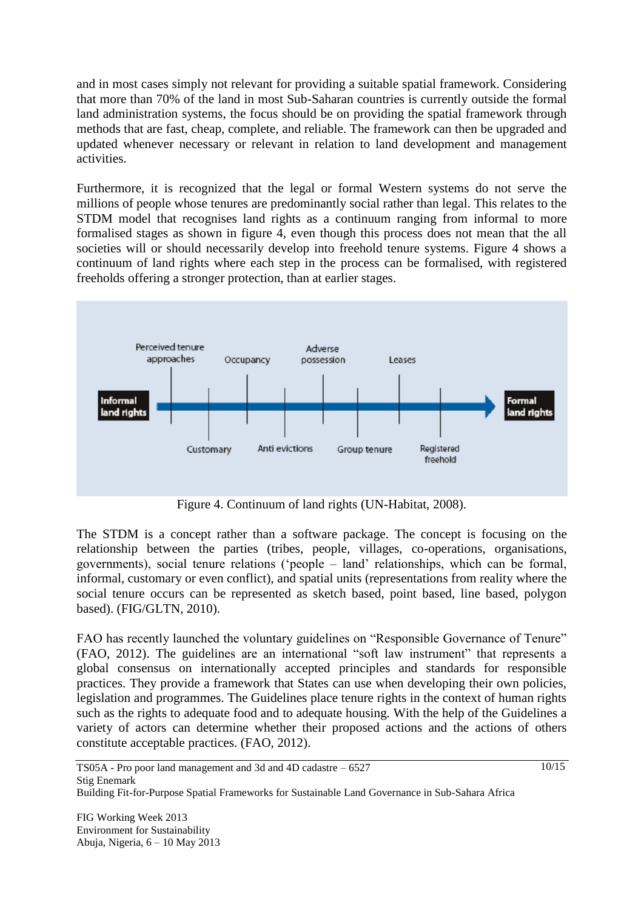and in most cases simply not relevant for providing a suitable spatial framework. Considering that more than 70% of the land in most Sub-Saharan countries is currently outside the formal land administration systems, the focus should be on providing the spatial framework through methods that are fast, cheap, complete, and reliable. The framework can then be upgraded and updated whenever necessary or relevant in relation to land development and management activities.

Furthermore, it is recognized that the legal or formal Western systems do not serve the millions of people whose tenures are predominantly social rather than legal. This relates to the STDM model that recognises land rights as a continuum ranging from informal to more formalised stages as shown in figure 4, even though this process does not mean that the all societies will or should necessarily develop into freehold tenure systems. Figure 4 shows a continuum of land rights where each step in the process can be formalised, with registered freeholds offering a stronger protection, than at earlier stages.

Informal land rights — Perceived tenure approaches — Customary — Occupancy — Anti evictions — Adverse possession — Group tenure — Leases — Registered freehold — Formal land rights

Figure 4. Continuum of land rights (UN-Habitat, 2008).

The STDM is a concept rather than a software package. The concept is focusing on the relationship between the parties (tribes, people, villages, co-operations, organisations, governments), social tenure relations ('people – land' relationships, which can be formal, informal, customary or even conflict), and spatial units (representations from reality where the social tenure occurs can be represented as sketch based, point based, line based, polygon based). (FIG/GLTN, 2010).

FAO has recently launched the voluntary guidelines on "Responsible Governance of Tenure" (FAO, 2012). The guidelines are an international "soft law instrument" that represents a global consensus on internationally accepted principles and standards for responsible practices. They provide a framework that States can use when developing their own policies, legislation and programmes. The Guidelines place tenure rights in the context of human rights such as the rights to adequate food and to adequate housing. With the help of the Guidelines a variety of actors can determine whether their proposed actions and the actions of others constitute acceptable practices. (FAO, 2012).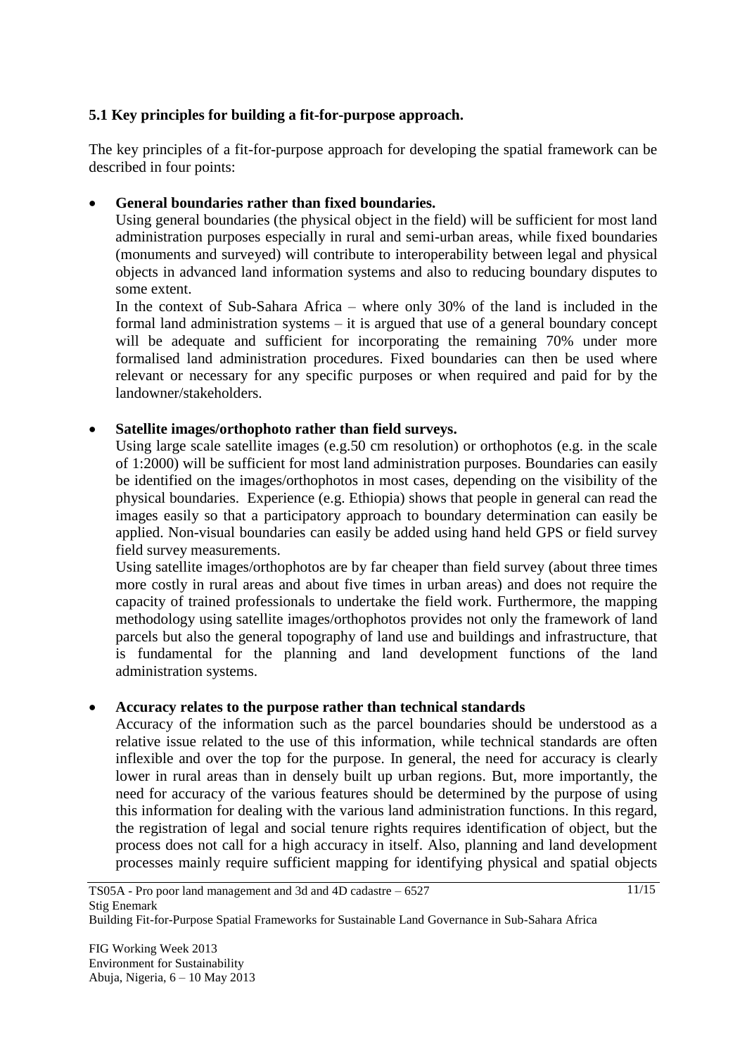### 5.1 Key principles for building a fit-for-purpose approach.

The key principles of a fit-for-purpose approach for developing the spatial framework can be described in four points:

- **General boundaries rather than fixed boundaries.**
  Using general boundaries (the physical object in the field) will be sufficient for most land administration purposes especially in rural and semi-urban areas, while fixed boundaries (monuments and surveyed) will contribute to interoperability between legal and physical objects in advanced land information systems and also to reducing boundary disputes to some extent.
  In the context of Sub-Sahara Africa – where only 30% of the land is included in the formal land administration systems – it is argued that use of a general boundary concept will be adequate and sufficient for incorporating the remaining 70% under more formalised land administration procedures. Fixed boundaries can then be used where relevant or necessary for any specific purposes or when required and paid for by the landowner/stakeholders.

- **Satellite images/orthophoto rather than field surveys.**
  Using large scale satellite images (e.g.50 cm resolution) or orthophotos (e.g. in the scale of 1:2000) will be sufficient for most land administration purposes. Boundaries can easily be identified on the images/orthophotos in most cases, depending on the visibility of the physical boundaries. Experience (e.g. Ethiopia) shows that people in general can read the images easily so that a participatory approach to boundary determination can easily be applied. Non-visual boundaries can easily be added using hand held GPS or field survey field survey measurements.
  Using satellite images/orthophotos are by far cheaper than field survey (about three times more costly in rural areas and about five times in urban areas) and does not require the capacity of trained professionals to undertake the field work. Furthermore, the mapping methodology using satellite images/orthophotos provides not only the framework of land parcels but also the general topography of land use and buildings and infrastructure, that is fundamental for the planning and land development functions of the land administration systems.

- **Accuracy relates to the purpose rather than technical standards**
  Accuracy of the information such as the parcel boundaries should be understood as a relative issue related to the use of this information, while technical standards are often inflexible and over the top for the purpose. In general, the need for accuracy is clearly lower in rural areas than in densely built up urban regions. But, more importantly, the need for accuracy of the various features should be determined by the purpose of using this information for dealing with the various land administration functions. In this regard, the registration of legal and social tenure rights requires identification of object, but the process does not call for a high accuracy in itself. Also, planning and land development processes mainly require sufficient mapping for identifying physical and spatial objects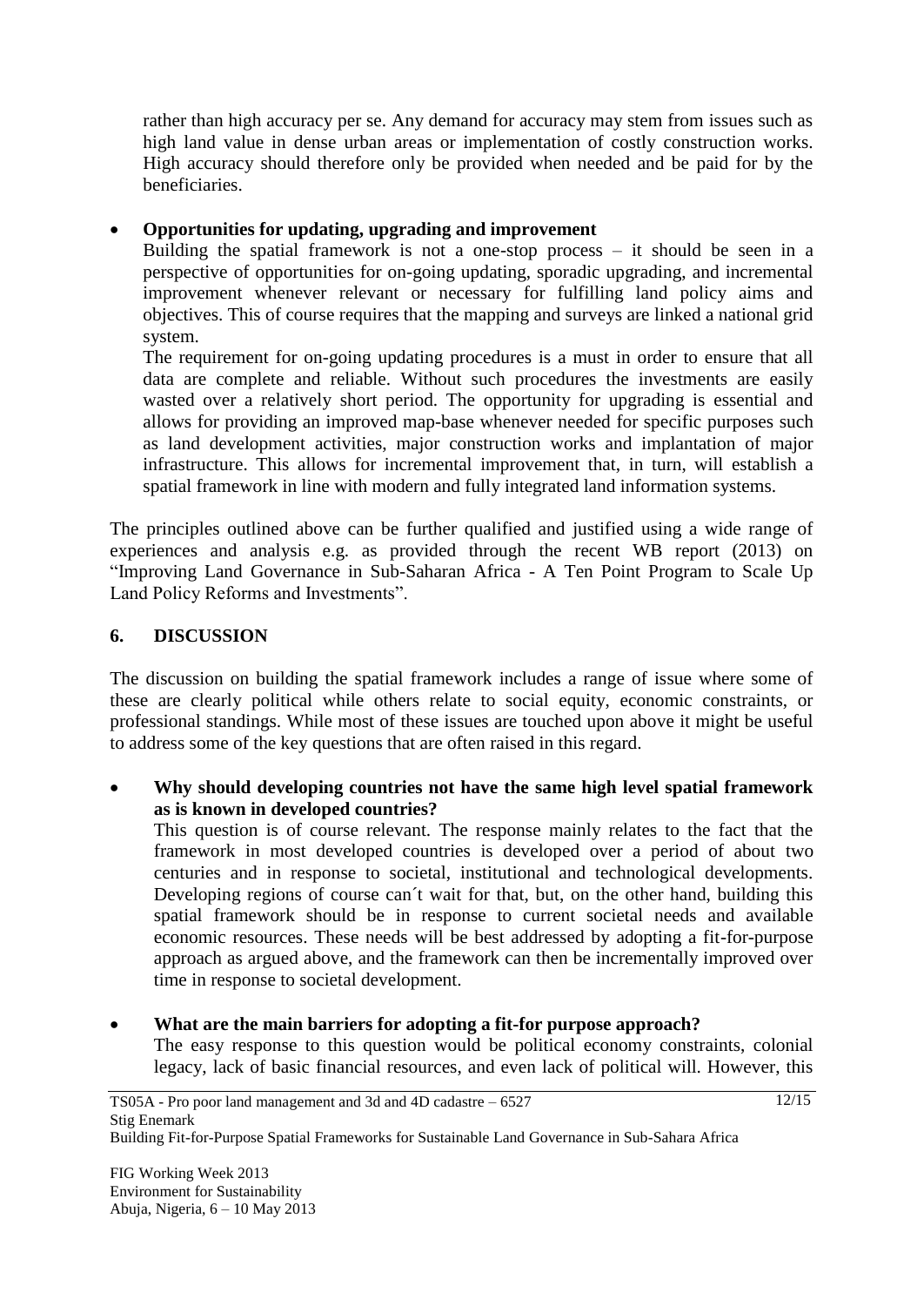rather than high accuracy per se. Any demand for accuracy may stem from issues such as high land value in dense urban areas or implementation of costly construction works. High accuracy should therefore only be provided when needed and be paid for by the beneficiaries.

- **Opportunities for updating, upgrading and improvement**
  Building the spatial framework is not a one-stop process – it should be seen in a perspective of opportunities for on-going updating, sporadic upgrading, and incremental improvement whenever relevant or necessary for fulfilling land policy aims and objectives. This of course requires that the mapping and surveys are linked a national grid system.
  The requirement for on-going updating procedures is a must in order to ensure that all data are complete and reliable. Without such procedures the investments are easily wasted over a relatively short period. The opportunity for upgrading is essential and allows for providing an improved map-base whenever needed for specific purposes such as land development activities, major construction works and implantation of major infrastructure. This allows for incremental improvement that, in turn, will establish a spatial framework in line with modern and fully integrated land information systems.

The principles outlined above can be further qualified and justified using a wide range of experiences and analysis e.g. as provided through the recent WB report (2013) on "Improving Land Governance in Sub-Saharan Africa - A Ten Point Program to Scale Up Land Policy Reforms and Investments".

## 6. DISCUSSION

The discussion on building the spatial framework includes a range of issue where some of these are clearly political while others relate to social equity, economic constraints, or professional standings. While most of these issues are touched upon above it might be useful to address some of the key questions that are often raised in this regard.

- **Why should developing countries not have the same high level spatial framework as is known in developed countries?**
  This question is of course relevant. The response mainly relates to the fact that the framework in most developed countries is developed over a period of about two centuries and in response to societal, institutional and technological developments. Developing regions of course can´t wait for that, but, on the other hand, building this spatial framework should be in response to current societal needs and available economic resources. These needs will be best addressed by adopting a fit-for-purpose approach as argued above, and the framework can then be incrementally improved over time in response to societal development.

- **What are the main barriers for adopting a fit-for purpose approach?**
  The easy response to this question would be political economy constraints, colonial legacy, lack of basic financial resources, and even lack of political will. However, this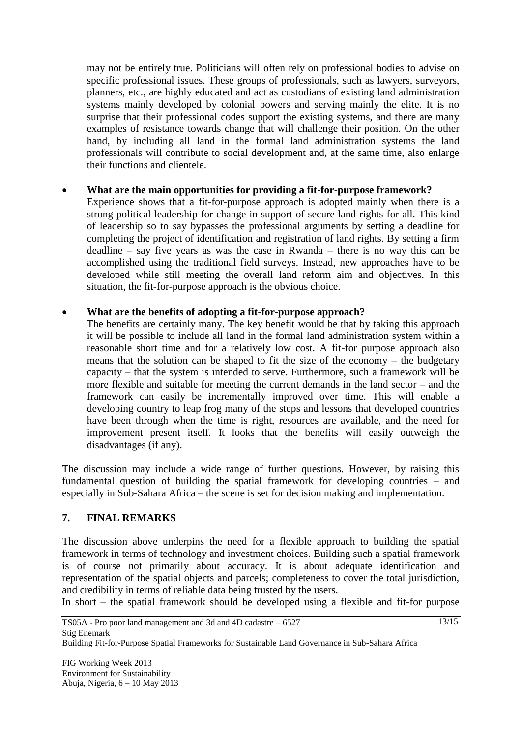may not be entirely true. Politicians will often rely on professional bodies to advise on specific professional issues. These groups of professionals, such as lawyers, surveyors, planners, etc., are highly educated and act as custodians of existing land administration systems mainly developed by colonial powers and serving mainly the elite. It is no surprise that their professional codes support the existing systems, and there are many examples of resistance towards change that will challenge their position. On the other hand, by including all land in the formal land administration systems the land professionals will contribute to social development and, at the same time, also enlarge their functions and clientele.

- **What are the main opportunities for providing a fit-for-purpose framework?**
  Experience shows that a fit-for-purpose approach is adopted mainly when there is a strong political leadership for change in support of secure land rights for all. This kind of leadership so to say bypasses the professional arguments by setting a deadline for completing the project of identification and registration of land rights. By setting a firm deadline – say five years as was the case in Rwanda – there is no way this can be accomplished using the traditional field surveys. Instead, new approaches have to be developed while still meeting the overall land reform aim and objectives. In this situation, the fit-for-purpose approach is the obvious choice.

- **What are the benefits of adopting a fit-for-purpose approach?**
  The benefits are certainly many. The key benefit would be that by taking this approach it will be possible to include all land in the formal land administration system within a reasonable short time and for a relatively low cost. A fit-for purpose approach also means that the solution can be shaped to fit the size of the economy – the budgetary capacity – that the system is intended to serve. Furthermore, such a framework will be more flexible and suitable for meeting the current demands in the land sector – and the framework can easily be incrementally improved over time. This will enable a developing country to leap frog many of the steps and lessons that developed countries have been through when the time is right, resources are available, and the need for improvement present itself. It looks that the benefits will easily outweigh the disadvantages (if any).

The discussion may include a wide range of further questions. However, by raising this fundamental question of building the spatial framework for developing countries – and especially in Sub-Sahara Africa – the scene is set for decision making and implementation.

## 7. FINAL REMARKS

The discussion above underpins the need for a flexible approach to building the spatial framework in terms of technology and investment choices. Building such a spatial framework is of course not primarily about accuracy. It is about adequate identification and representation of the spatial objects and parcels; completeness to cover the total jurisdiction, and credibility in terms of reliable data being trusted by the users.

In short – the spatial framework should be developed using a flexible and fit-for purpose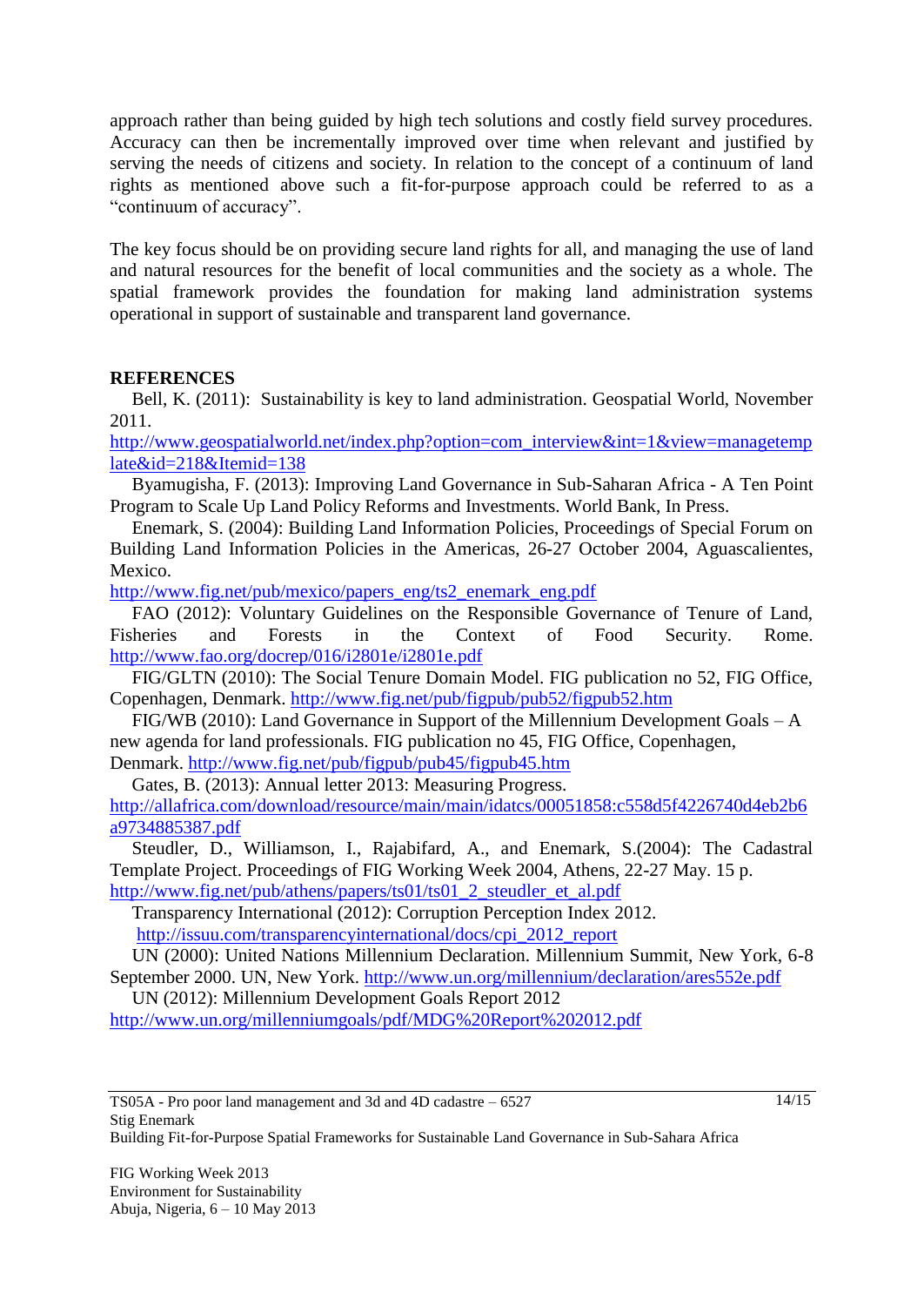approach rather than being guided by high tech solutions and costly field survey procedures. Accuracy can then be incrementally improved over time when relevant and justified by serving the needs of citizens and society. In relation to the concept of a continuum of land rights as mentioned above such a fit-for-purpose approach could be referred to as a "continuum of accuracy".

The key focus should be on providing secure land rights for all, and managing the use of land and natural resources for the benefit of local communities and the society as a whole. The spatial framework provides the foundation for making land administration systems operational in support of sustainable and transparent land governance.

## REFERENCES

Bell, K. (2011): Sustainability is key to land administration. Geospatial World, November 2011. http://www.geospatialworld.net/index.php?option=com_interview&int=1&view=managetemplate&id=218&Itemid=138

Byamugisha, F. (2013): Improving Land Governance in Sub-Saharan Africa - A Ten Point Program to Scale Up Land Policy Reforms and Investments. World Bank, In Press.

Enemark, S. (2004): Building Land Information Policies, Proceedings of Special Forum on Building Land Information Policies in the Americas, 26-27 October 2004, Aguascalientes, Mexico. http://www.fig.net/pub/mexico/papers_eng/ts2_enemark_eng.pdf

FAO (2012): Voluntary Guidelines on the Responsible Governance of Tenure of Land, Fisheries and Forests in the Context of Food Security. Rome. http://www.fao.org/docrep/016/i2801e/i2801e.pdf

FIG/GLTN (2010): The Social Tenure Domain Model. FIG publication no 52, FIG Office, Copenhagen, Denmark. http://www.fig.net/pub/figpub/pub52/figpub52.htm

FIG/WB (2010): Land Governance in Support of the Millennium Development Goals – A new agenda for land professionals. FIG publication no 45, FIG Office, Copenhagen, Denmark. http://www.fig.net/pub/figpub/pub45/figpub45.htm

Gates, B. (2013): Annual letter 2013: Measuring Progress. http://allafrica.com/download/resource/main/main/idatcs/00051858:c558d5f4226740d4eb2b6a9734885387.pdf

Steudler, D., Williamson, I., Rajabifard, A., and Enemark, S.(2004): The Cadastral Template Project. Proceedings of FIG Working Week 2004, Athens, 22-27 May. 15 p. http://www.fig.net/pub/athens/papers/ts01/ts01_2_steudler_et_al.pdf

Transparency International (2012): Corruption Perception Index 2012. http://issuu.com/transparencyinternational/docs/cpi_2012_report

UN (2000): United Nations Millennium Declaration. Millennium Summit, New York, 6-8 September 2000. UN, New York. http://www.un.org/millennium/declaration/ares552e.pdf

UN (2012): Millennium Development Goals Report 2012 http://www.un.org/millenniumgoals/pdf/MDG%20Report%202012.pdf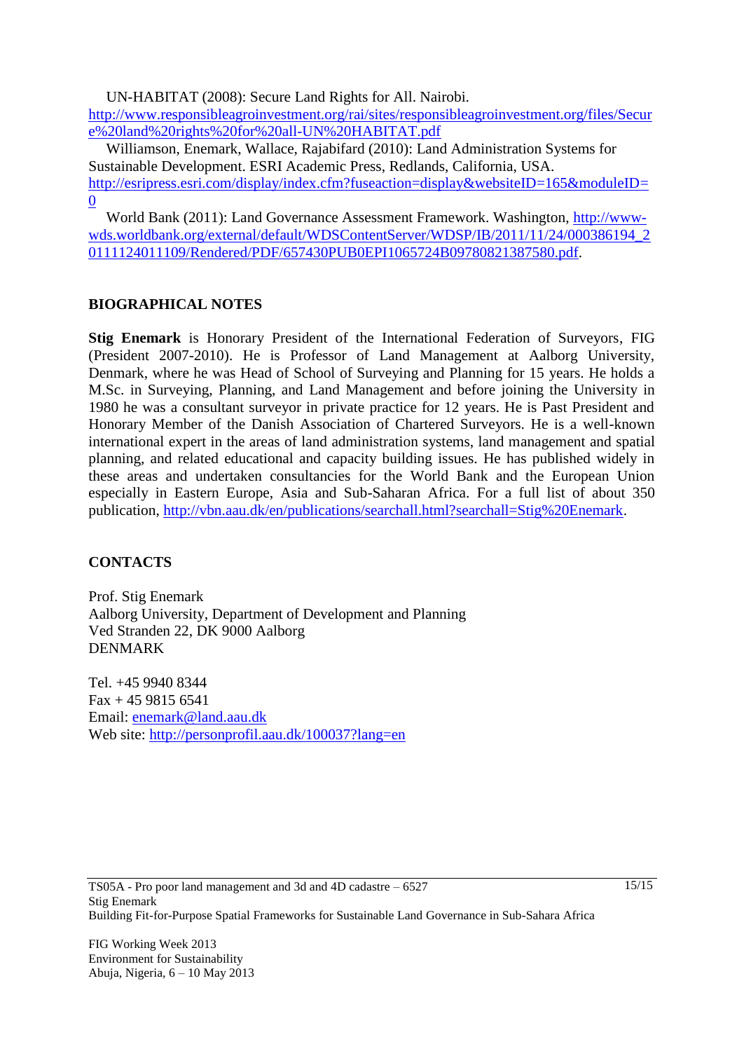UN-HABITAT (2008): Secure Land Rights for All. Nairobi. http://www.responsibleagroinvestment.org/rai/sites/responsibleagroinvestment.org/files/Secure%20land%20rights%20for%20all-UN%20HABITAT.pdf

Williamson, Enemark, Wallace, Rajabifard (2010): Land Administration Systems for Sustainable Development. ESRI Academic Press, Redlands, California, USA. http://esripress.esri.com/display/index.cfm?fuseaction=display&websiteID=165&moduleID=0

World Bank (2011): Land Governance Assessment Framework. Washington, http://www-wds.worldbank.org/external/default/WDSContentServer/WDSP/IB/2011/11/24/000386194_20111124011109/Rendered/PDF/657430PUB0EPI1065724B09780821387580.pdf.

## BIOGRAPHICAL NOTES

**Stig Enemark** is Honorary President of the International Federation of Surveyors, FIG (President 2007-2010). He is Professor of Land Management at Aalborg University, Denmark, where he was Head of School of Surveying and Planning for 15 years. He holds a M.Sc. in Surveying, Planning, and Land Management and before joining the University in 1980 he was a consultant surveyor in private practice for 12 years. He is Past President and Honorary Member of the Danish Association of Chartered Surveyors. He is a well-known international expert in the areas of land administration systems, land management and spatial planning, and related educational and capacity building issues. He has published widely in these areas and undertaken consultancies for the World Bank and the European Union especially in Eastern Europe, Asia and Sub-Saharan Africa. For a full list of about 350 publication, http://vbn.aau.dk/en/publications/searchall.html?searchall=Stig%20Enemark.

## CONTACTS

Prof. Stig Enemark
Aalborg University, Department of Development and Planning
Ved Stranden 22, DK 9000 Aalborg
DENMARK

Tel. +45 9940 8344
Fax + 45 9815 6541
Email: enemark@land.aau.dk
Web site: http://personprofil.aau.dk/100037?lang=en